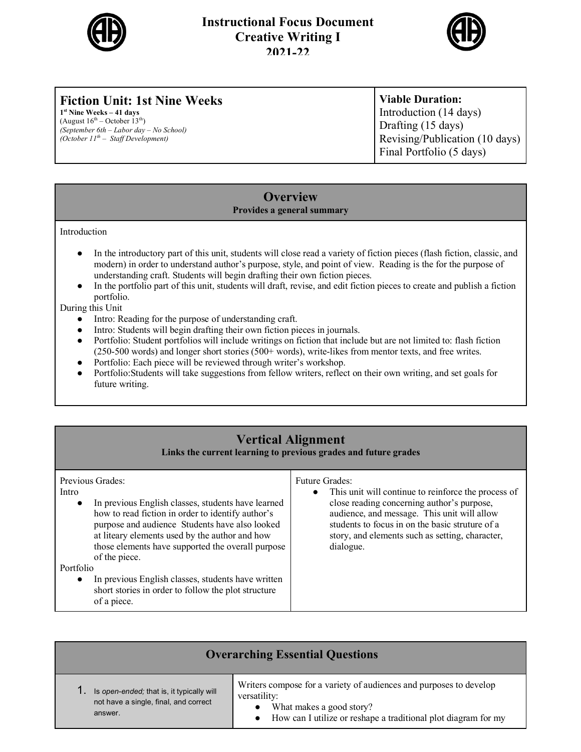# Instructional Focus Document
# Creative Writing I
# 2021-22

| **Fiction Unit: 1st Nine Weeks**<br>**1st Nine Weeks – 41 days**<br>(August 16th – October 13th)<br>*(September 6th – Labor day – No School)*<br>*(October 11th – Staff Development)* | **Viable Duration:**<br>Introduction (14 days)<br>Drafting (15 days)<br>Revising/Publication (10 days)<br>Final Portfolio (5 days) |
|---|---|

## Overview
**Provides a general summary**

Introduction

- In the introductory part of this unit, students will close read a variety of fiction pieces (flash fiction, classic, and modern) in order to understand author's purpose, style, and point of view. Reading is the for the purpose of understanding craft. Students will begin drafting their own fiction pieces.
- In the portfolio part of this unit, students will draft, revise, and edit fiction pieces to create and publish a fiction portfolio.

During this Unit

- Intro: Reading for the purpose of understanding craft.
- Intro: Students will begin drafting their own fiction pieces in journals.
- Portfolio: Student portfolios will include writings on fiction that include but are not limited to: flash fiction (250-500 words) and longer short stories (500+ words), write-likes from mentor texts, and free writes.
- Portfolio: Each piece will be reviewed through writer's workshop.
- Portfolio:Students will take suggestions from fellow writers, reflect on their own writing, and set goals for future writing.

## Vertical Alignment
**Links the current learning to previous grades and future grades**

| Previous Grades: | Future Grades: |
|---|---|
| Intro<br>• In previous English classes, students have learned how to read fiction in order to identify author's purpose and audience Students have also looked at litearary elements used by the author and how those elements have supported the overall purpose of the piece.<br>Portfolio<br>• In previous English classes, students have written short stories in order to follow the plot structure of a piece. | • This unit will continue to reinforce the process of close reading concerning author's purpose, audience, and message. This unit will allow students to focus in on the basic struture of a story, and elements such as setting, character, dialogue. |

## Overarching Essential Questions

| 1. Is *open-ended;* that is, it typically will not have a single, final, and correct answer. | Writers compose for a variety of audiences and purposes to develop versatility:<br>• What makes a good story?<br>• How can I utilize or reshape a traditional plot diagram for my |
|---|---|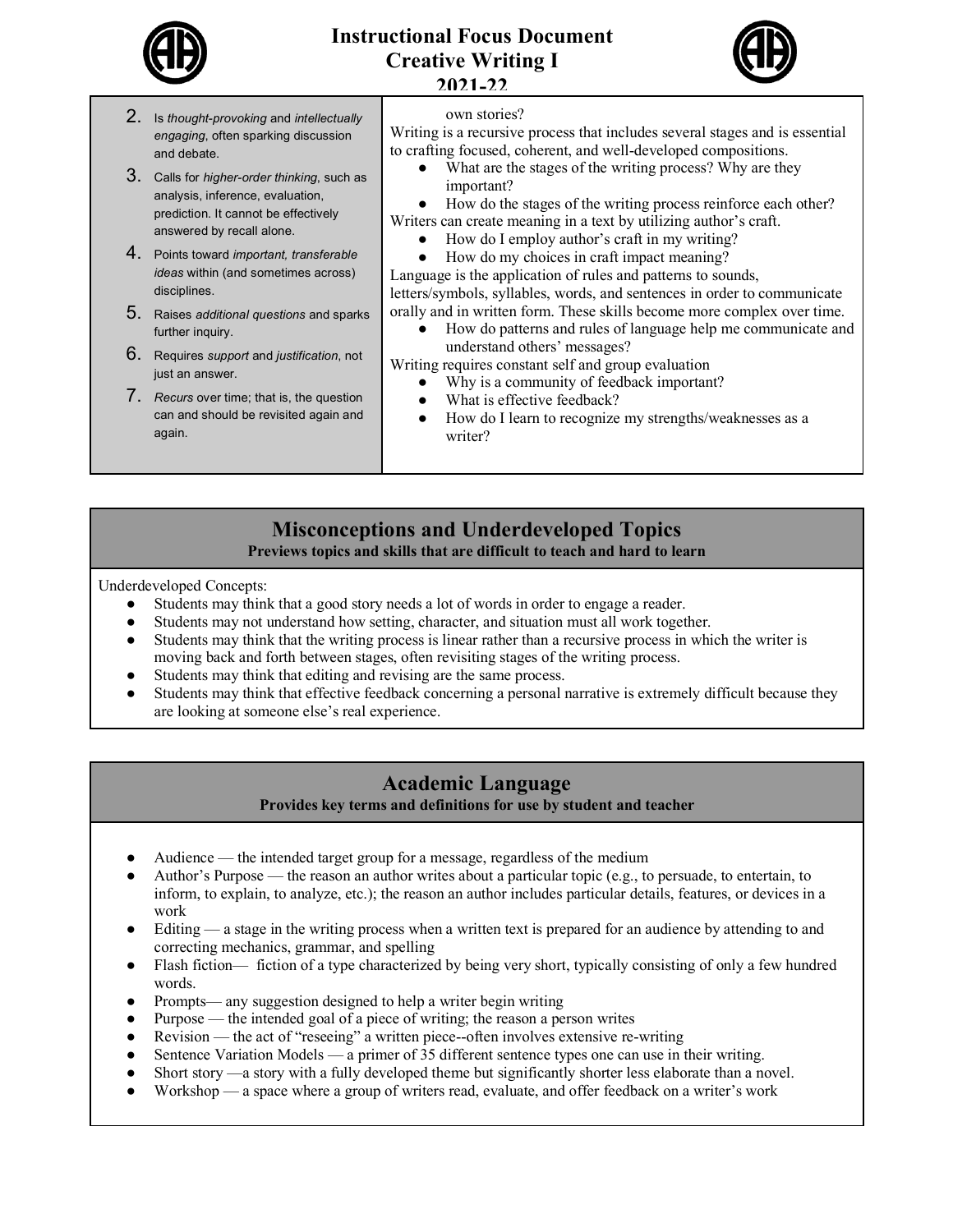| | |
|---|---|
| 2. Is *thought-provoking* and *intellectually engaging*, often sparking discussion and debate.<br>3. Calls for *higher-order thinking*, such as analysis, inference, evaluation, prediction. It cannot be effectively answered by recall alone.<br>4. Points toward *important, transferable ideas* within (and sometimes across) disciplines.<br>5. Raises *additional questions* and sparks further inquiry.<br>6. Requires *support* and *justification*, not just an answer.<br>7. *Recurs* over time; that is, the question can and should be revisited again and again. | own stories?<br>Writing is a recursive process that includes several stages and is essential to crafting focused, coherent, and well-developed compositions.<br>● What are the stages of the writing process? Why are they important?<br>● How do the stages of the writing process reinforce each other?<br>Writers can create meaning in a text by utilizing author's craft.<br>● How do I employ author's craft in my writing?<br>● How do my choices in craft impact meaning?<br>Language is the application of rules and patterns to sounds, letters/symbols, syllables, words, and sentences in order to communicate orally and in written form. These skills become more complex over time.<br>● How do patterns and rules of language help me communicate and understand others' messages?<br>Writing requires constant self and group evaluation<br>● Why is a community of feedback important?<br>● What is effective feedback?<br>● How do I learn to recognize my strengths/weaknesses as a writer? |

## Misconceptions and Underdeveloped Topics

**Previews topics and skills that are difficult to teach and hard to learn**

Underdeveloped Concepts:

- Students may think that a good story needs a lot of words in order to engage a reader.
- Students may not understand how setting, character, and situation must all work together.
- Students may think that the writing process is linear rather than a recursive process in which the writer is moving back and forth between stages, often revisiting stages of the writing process.
- Students may think that editing and revising are the same process.
- Students may think that effective feedback concerning a personal narrative is extremely difficult because they are looking at someone else's real experience.

## Academic Language

**Provides key terms and definitions for use by student and teacher**

- Audience — the intended target group for a message, regardless of the medium
- Author's Purpose — the reason an author writes about a particular topic (e.g., to persuade, to entertain, to inform, to explain, to analyze, etc.); the reason an author includes particular details, features, or devices in a work
- Editing — a stage in the writing process when a written text is prepared for an audience by attending to and correcting mechanics, grammar, and spelling
- Flash fiction— fiction of a type characterized by being very short, typically consisting of only a few hundred words.
- Prompts— any suggestion designed to help a writer begin writing
- Purpose — the intended goal of a piece of writing; the reason a person writes
- Revision — the act of "reseeing" a written piece--often involves extensive re-writing
- Sentence Variation Models — a primer of 35 different sentence types one can use in their writing.
- Short story —a story with a fully developed theme but significantly shorter less elaborate than a novel.
- Workshop — a space where a group of writers read, evaluate, and offer feedback on a writer's work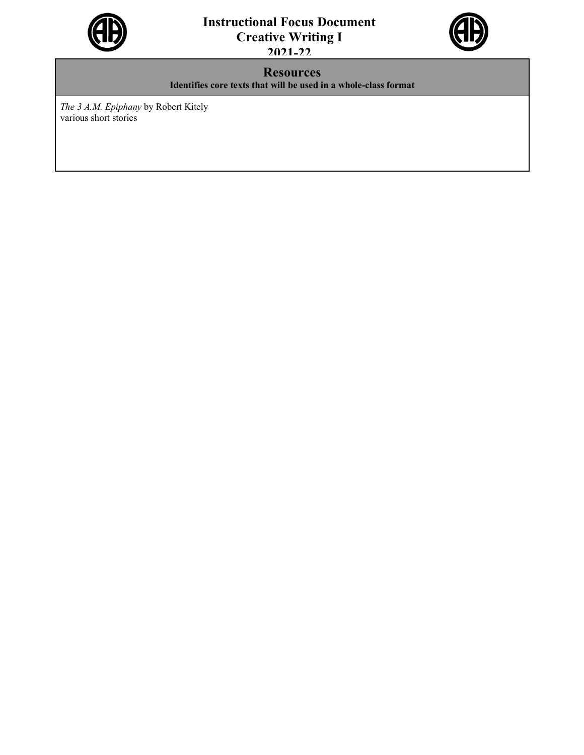## Resources

**Identifies core texts that will be used in a whole-class format**

*The 3 A.M. Epiphany* by Robert Kitely
various short stories